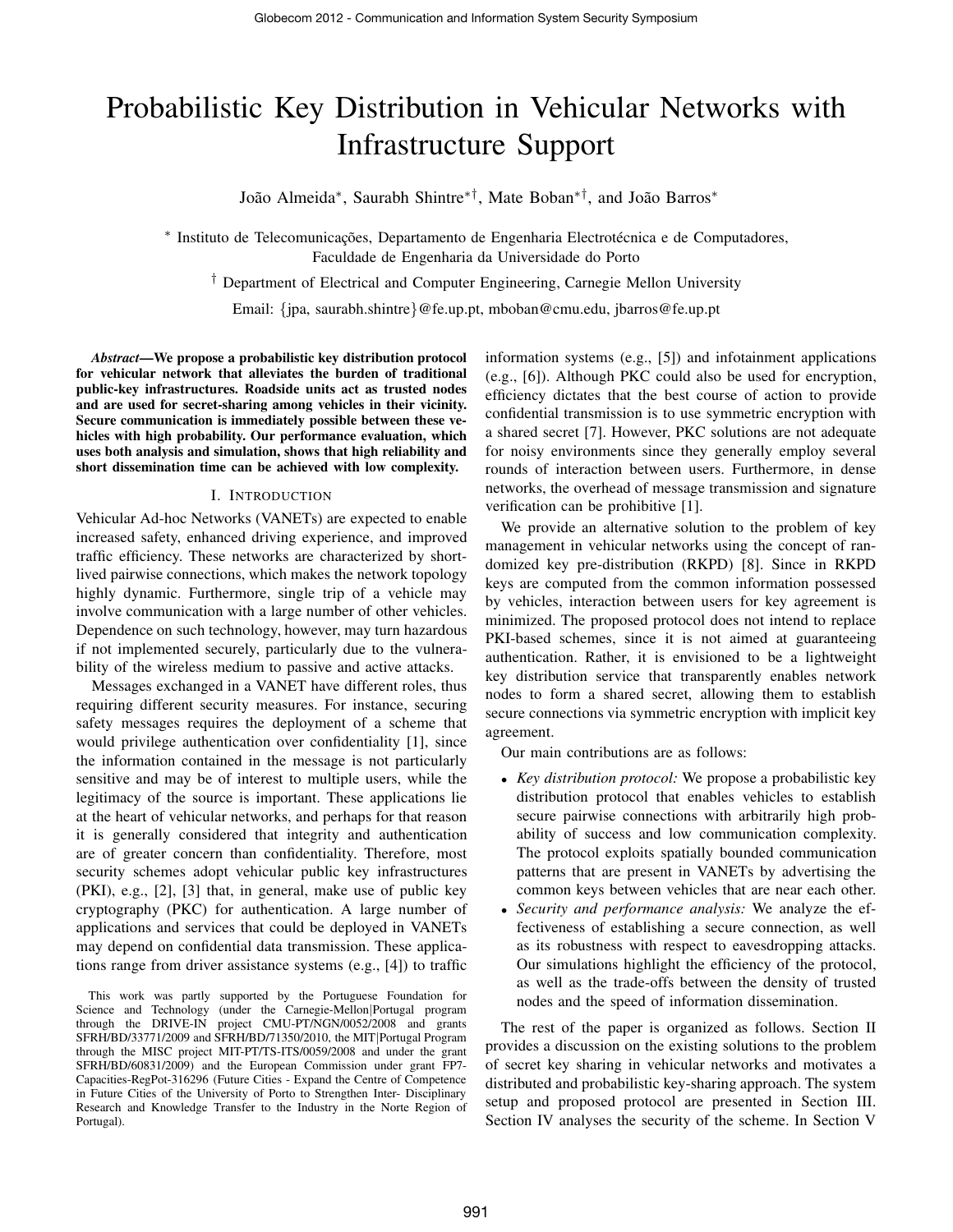# Probabilistic Key Distribution in Vehicular Networks with Infrastructure Support

João Almeida[*], Saurabh Shintre[*†], Mate Boban[*†], and João Barros[*]

[*] Instituto de Telecomunicações, Departamento de Engenharia Electrotécnica e de Computadores, Faculdade de Engenharia da Universidade do Porto

[†] Department of Electrical and Computer Engineering, Carnegie Mellon University

Email: {jpa, saurabh.shintre}@fe.up.pt, mboban@cmu.edu, jbarros@fe.up.pt

***Abstract*—We propose a probabilistic key distribution protocol for vehicular network that alleviates the burden of traditional public-key infrastructures. Roadside units act as trusted nodes and are used for secret-sharing among vehicles in their vicinity. Secure communication is immediately possible between these vehicles with high probability. Our performance evaluation, which uses both analysis and simulation, shows that high reliability and short dissemination time can be achieved with low complexity.**

## I. Introduction

Vehicular Ad-hoc Networks (VANETs) are expected to enable increased safety, enhanced driving experience, and improved traffic efficiency. These networks are characterized by short-lived pairwise connections, which makes the network topology highly dynamic. Furthermore, single trip of a vehicle may involve communication with a large number of other vehicles. Dependence on such technology, however, may turn hazardous if not implemented securely, particularly due to the vulnerability of the wireless medium to passive and active attacks.

Messages exchanged in a VANET have different roles, thus requiring different security measures. For instance, securing safety messages requires the deployment of a scheme that would privilege authentication over confidentiality [1], since the information contained in the message is not particularly sensitive and may be of interest to multiple users, while the legitimacy of the source is important. These applications lie at the heart of vehicular networks, and perhaps for that reason it is generally considered that integrity and authentication are of greater concern than confidentiality. Therefore, most security schemes adopt vehicular public key infrastructures (PKI), e.g., [2], [3] that, in general, make use of public key cryptography (PKC) for authentication. A large number of applications and services that could be deployed in VANETs may depend on confidential data transmission. These applications range from driver assistance systems (e.g., [4]) to traffic information systems (e.g., [5]) and infotainment applications (e.g., [6]). Although PKC could also be used for encryption, efficiency dictates that the best course of action to provide confidential transmission is to use symmetric encryption with a shared secret [7]. However, PKC solutions are not adequate for noisy environments since they generally employ several rounds of interaction between users. Furthermore, in dense networks, the overhead of message transmission and signature verification can be prohibitive [1].

We provide an alternative solution to the problem of key management in vehicular networks using the concept of randomized key pre-distribution (RKPD) [8]. Since in RKPD keys are computed from the common information possessed by vehicles, interaction between users for key agreement is minimized. The proposed protocol does not intend to replace PKI-based schemes, since it is not aimed at guaranteeing authentication. Rather, it is envisioned to be a lightweight key distribution service that transparently enables network nodes to form a shared secret, allowing them to establish secure connections via symmetric encryption with implicit key agreement.

Our main contributions are as follows:

- *Key distribution protocol:* We propose a probabilistic key distribution protocol that enables vehicles to establish secure pairwise connections with arbitrarily high probability of success and low communication complexity. The protocol exploits spatially bounded communication patterns that are present in VANETs by advertising the common keys between vehicles that are near each other.
- *Security and performance analysis:* We analyze the effectiveness of establishing a secure connection, as well as its robustness with respect to eavesdropping attacks. Our simulations highlight the efficiency of the protocol, as well as the trade-offs between the density of trusted nodes and the speed of information dissemination.

The rest of the paper is organized as follows. Section II provides a discussion on the existing solutions to the problem of secret key sharing in vehicular networks and motivates a distributed and probabilistic key-sharing approach. The system setup and proposed protocol are presented in Section III. Section IV analyses the security of the scheme. In Section V

This work was partly supported by the Portuguese Foundation for Science and Technology (under the Carnegie-Mellon|Portugal program through the DRIVE-IN project CMU-PT/NGN/0052/2008 and grants SFRH/BD/33771/2009 and SFRH/BD/71350/2010, the MIT|Portugal Program through the MISC project MIT-PT/TS-ITS/0059/2008 and under the grant SFRH/BD/60831/2009) and the European Commission under grant FP7-Capacities-RegPot-316296 (Future Cities - Expand the Centre of Competence in Future Cities of the University of Porto to Strengthen Inter- Disciplinary Research and Knowledge Transfer to the Industry in the Norte Region of Portugal).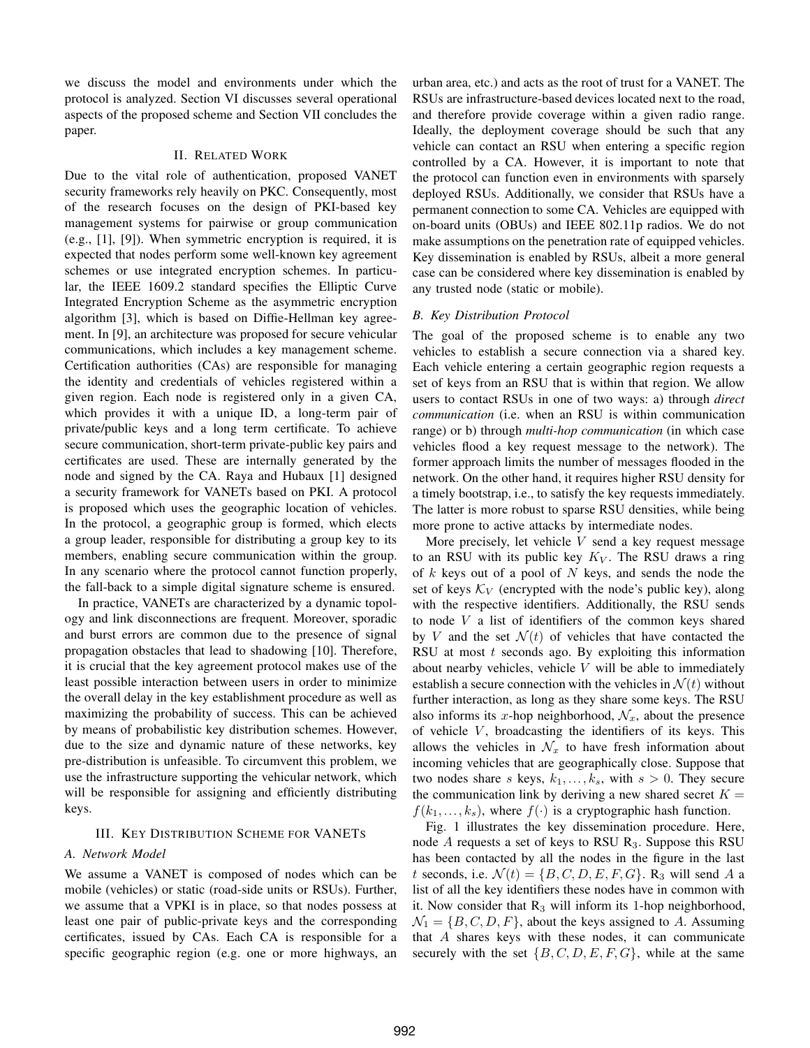we discuss the model and environments under which the protocol is analyzed. Section VI discusses several operational aspects of the proposed scheme and Section VII concludes the paper.

## II. Related Work

Due to the vital role of authentication, proposed VANET security frameworks rely heavily on PKC. Consequently, most of the research focuses on the design of PKI-based key management systems for pairwise or group communication (e.g., [1], [9]). When symmetric encryption is required, it is expected that nodes perform some well-known key agreement schemes or use integrated encryption schemes. In particular, the IEEE 1609.2 standard specifies the Elliptic Curve Integrated Encryption Scheme as the asymmetric encryption algorithm [3], which is based on Diffie-Hellman key agreement. In [9], an architecture was proposed for secure vehicular communications, which includes a key management scheme. Certification authorities (CAs) are responsible for managing the identity and credentials of vehicles registered within a given region. Each node is registered only in a given CA, which provides it with a unique ID, a long-term pair of private/public keys and a long term certificate. To achieve secure communication, short-term private-public key pairs and certificates are used. These are internally generated by the node and signed by the CA. Raya and Hubaux [1] designed a security framework for VANETs based on PKI. A protocol is proposed which uses the geographic location of vehicles. In the protocol, a geographic group is formed, which elects a group leader, responsible for distributing a group key to its members, enabling secure communication within the group. In any scenario where the protocol cannot function properly, the fall-back to a simple digital signature scheme is ensured.

In practice, VANETs are characterized by a dynamic topology and link disconnections are frequent. Moreover, sporadic and burst errors are common due to the presence of signal propagation obstacles that lead to shadowing [10]. Therefore, it is crucial that the key agreement protocol makes use of the least possible interaction between users in order to minimize the overall delay in the key establishment procedure as well as maximizing the probability of success. This can be achieved by means of probabilistic key distribution schemes. However, due to the size and dynamic nature of these networks, key pre-distribution is unfeasible. To circumvent this problem, we use the infrastructure supporting the vehicular network, which will be responsible for assigning and efficiently distributing keys.

## III. Key Distribution Scheme for VANETs

### A. Network Model

We assume a VANET is composed of nodes which can be mobile (vehicles) or static (road-side units or RSUs). Further, we assume that a VPKI is in place, so that nodes possess at least one pair of public-private keys and the corresponding certificates, issued by CAs. Each CA is responsible for a specific geographic region (e.g. one or more highways, an urban area, etc.) and acts as the root of trust for a VANET. The RSUs are infrastructure-based devices located next to the road, and therefore provide coverage within a given radio range. Ideally, the deployment coverage should be such that any vehicle can contact an RSU when entering a specific region controlled by a CA. However, it is important to note that the protocol can function even in environments with sparsely deployed RSUs. Additionally, we consider that RSUs have a permanent connection to some CA. Vehicles are equipped with on-board units (OBUs) and IEEE 802.11p radios. We do not make assumptions on the penetration rate of equipped vehicles. Key dissemination is enabled by RSUs, albeit a more general case can be considered where key dissemination is enabled by any trusted node (static or mobile).

### B. Key Distribution Protocol

The goal of the proposed scheme is to enable any two vehicles to establish a secure connection via a shared key. Each vehicle entering a certain geographic region requests a set of keys from an RSU that is within that region. We allow users to contact RSUs in one of two ways: a) through *direct communication* (i.e. when an RSU is within communication range) or b) through *multi-hop communication* (in which case vehicles flood a key request message to the network). The former approach limits the number of messages flooded in the network. On the other hand, it requires higher RSU density for a timely bootstrap, i.e., to satisfy the key requests immediately. The latter is more robust to sparse RSU densities, while being more prone to active attacks by intermediate nodes.

More precisely, let vehicle $V$ send a key request message to an RSU with its public key $K_V$. The RSU draws a ring of $k$ keys out of a pool of $N$ keys, and sends the node the set of keys $\mathcal{K}_V$ (encrypted with the node's public key), along with the respective identifiers. Additionally, the RSU sends to node $V$ a list of identifiers of the common keys shared by $V$ and the set $\mathcal{N}(t)$ of vehicles that have contacted the RSU at most $t$ seconds ago. By exploiting this information about nearby vehicles, vehicle $V$ will be able to immediately establish a secure connection with the vehicles in $\mathcal{N}(t)$ without further interaction, as long as they share some keys. The RSU also informs its $x$-hop neighborhood, $\mathcal{N}_x$, about the presence of vehicle $V$, broadcasting the identifiers of its keys. This allows the vehicles in $\mathcal{N}_x$ to have fresh information about incoming vehicles that are geographically close. Suppose that two nodes share $s$ keys, $k_1, \ldots, k_s$, with $s > 0$. They secure the communication link by deriving a new shared secret $K = f(k_1, \ldots, k_s)$, where $f(\cdot)$ is a cryptographic hash function.

Fig. 1 illustrates the key dissemination procedure. Here, node $A$ requests a set of keys to RSU $\mathrm{R}_3$. Suppose this RSU has been contacted by all the nodes in the figure in the last $t$ seconds, i.e. $\mathcal{N}(t) = \{B, C, D, E, F, G\}$. $\mathrm{R}_3$ will send $A$ a list of all the key identifiers these nodes have in common with it. Now consider that $\mathrm{R}_3$ will inform its 1-hop neighborhood, $\mathcal{N}_1 = \{B, C, D, F\}$, about the keys assigned to $A$. Assuming that $A$ shares keys with these nodes, it can communicate securely with the set $\{B, C, D, E, F, G\}$, while at the same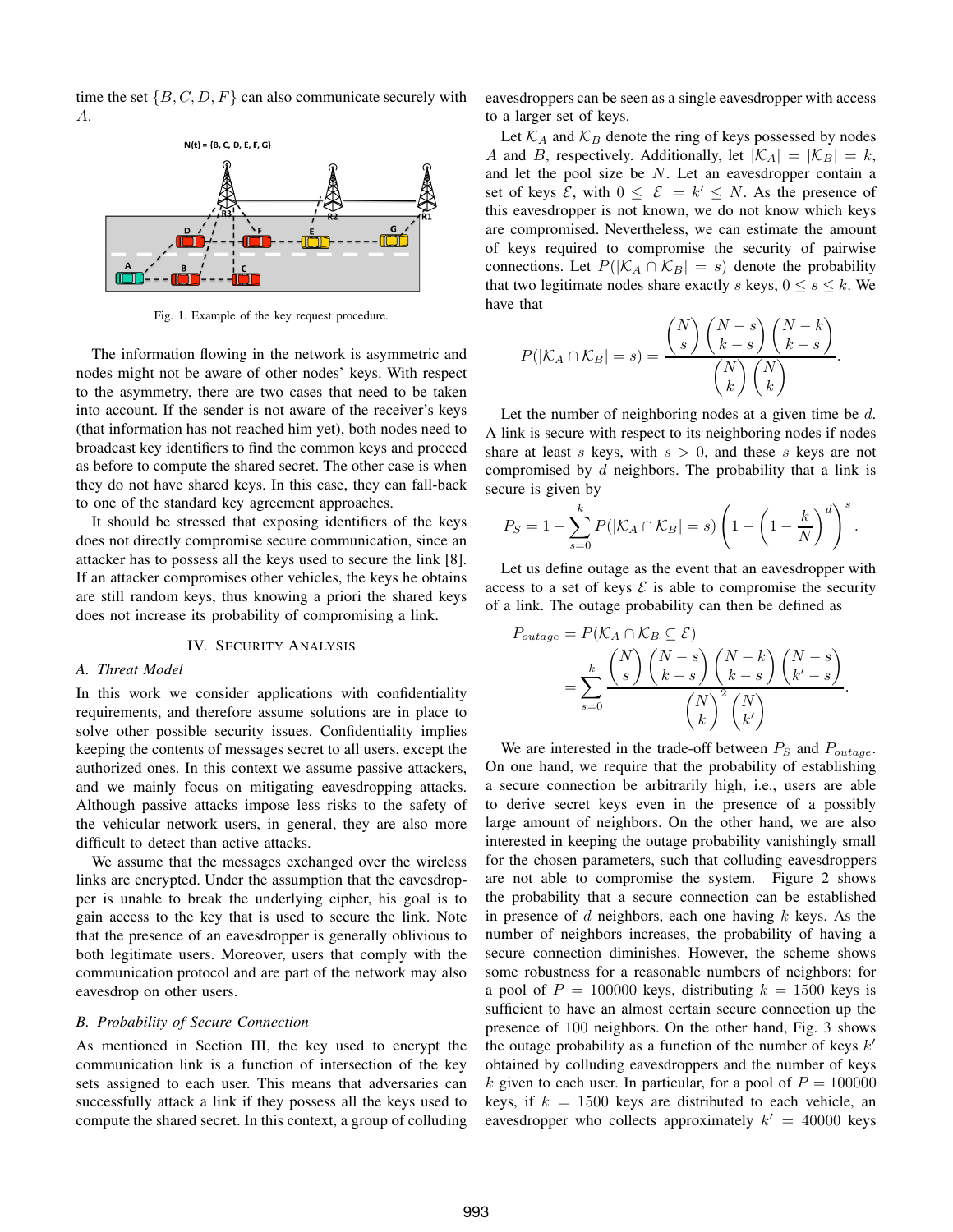time the set $\{B, C, D, F\}$ can also communicate securely with $A$.

N(t) = {B, C, D, E, F, G}

R3

R2

R1

D

F

E

G

A

B

C

Fig. 1. Example of the key request procedure.

The information flowing in the network is asymmetric and nodes might not be aware of other nodes' keys. With respect to the asymmetry, there are two cases that need to be taken into account. If the sender is not aware of the receiver's keys (that information has not reached him yet), both nodes need to broadcast key identifiers to find the common keys and proceed as before to compute the shared secret. The other case is when they do not have shared keys. In this case, they can fall-back to one of the standard key agreement approaches.

It should be stressed that exposing identifiers of the keys does not directly compromise secure communication, since an attacker has to possess all the keys used to secure the link [8]. If an attacker compromises other vehicles, the keys he obtains are still random keys, thus knowing a priori the shared keys does not increase its probability of compromising a link.

## IV. Security Analysis

### A. Threat Model

In this work we consider applications with confidentiality requirements, and therefore assume solutions are in place to solve other possible security issues. Confidentiality implies keeping the contents of messages secret to all users, except the authorized ones. In this context we assume passive attackers, and we mainly focus on mitigating eavesdropping attacks. Although passive attacks impose less risks to the safety of the vehicular network users, in general, they are also more difficult to detect than active attacks.

We assume that the messages exchanged over the wireless links are encrypted. Under the assumption that the eavesdropper is unable to break the underlying cipher, his goal is to gain access to the key that is used to secure the link. Note that the presence of an eavesdropper is generally oblivious to both legitimate users. Moreover, users that comply with the communication protocol and are part of the network may also eavesdrop on other users.

### B. Probability of Secure Connection

As mentioned in Section III, the key used to encrypt the communication link is a function of intersection of the key sets assigned to each user. This means that adversaries can successfully attack a link if they possess all the keys used to compute the shared secret. In this context, a group of colluding eavesdroppers can be seen as a single eavesdropper with access to a larger set of keys.

Let $\mathcal{K}_A$ and $\mathcal{K}_B$ denote the ring of keys possessed by nodes $A$ and $B$, respectively. Additionally, let $|\mathcal{K}_A| = |\mathcal{K}_B| = k$, and let the pool size be $N$. Let an eavesdropper contain a set of keys $\mathcal{E}$, with $0 \leq |\mathcal{E}| = k' \leq N$. As the presence of this eavesdropper is not known, we do not know which keys are compromised. Nevertheless, we can estimate the amount of keys required to compromise the security of pairwise connections. Let $P(|\mathcal{K}_A \cap \mathcal{K}_B| = s)$ denote the probability that two legitimate nodes share exactly $s$ keys, $0 \leq s \leq k$. We have that

$$P(|\mathcal{K}_A \cap \mathcal{K}_B| = s) = \frac{\binom{N}{s}\binom{N-s}{k-s}\binom{N-k}{k-s}}{\binom{N}{k}\binom{N}{k}}.$$

Let the number of neighboring nodes at a given time be $d$. A link is secure with respect to its neighboring nodes if nodes share at least $s$ keys, with $s > 0$, and these $s$ keys are not compromised by $d$ neighbors. The probability that a link is secure is given by

$$P_S = 1 - \sum_{s=0}^{k} P(|\mathcal{K}_A \cap \mathcal{K}_B| = s)\left(1 - \left(1 - \frac{k}{N}\right)^d\right)^s.$$

Let us define outage as the event that an eavesdropper with access to a set of keys $\mathcal{E}$ is able to compromise the security of a link. The outage probability can then be defined as

$$\begin{aligned} P_{outage} &= P(\mathcal{K}_A \cap \mathcal{K}_B \subseteq \mathcal{E}) \\ &= \sum_{s=0}^{k} \frac{\binom{N}{s}\binom{N-s}{k-s}\binom{N-k}{k-s}\binom{N-s}{k'-s}}{\binom{N}{k}^2\binom{N}{k'}}. \end{aligned}$$

We are interested in the trade-off between $P_S$ and $P_{outage}$. On one hand, we require that the probability of establishing a secure connection be arbitrarily high, i.e., users are able to derive secret keys even in the presence of a possibly large amount of neighbors. On the other hand, we are also interested in keeping the outage probability vanishingly small for the chosen parameters, such that colluding eavesdroppers are not able to compromise the system. Figure 2 shows the probability that a secure connection can be established in presence of $d$ neighbors, each one having $k$ keys. As the number of neighbors increases, the probability of having a secure connection diminishes. However, the scheme shows some robustness for a reasonable numbers of neighbors: for a pool of $P = 100000$ keys, distributing $k = 1500$ keys is sufficient to have an almost certain secure connection up the presence of 100 neighbors. On the other hand, Fig. 3 shows the outage probability as a function of the number of keys $k'$ obtained by colluding eavesdroppers and the number of keys $k$ given to each user. In particular, for a pool of $P = 100000$ keys, if $k = 1500$ keys are distributed to each vehicle, an eavesdropper who collects approximately $k' = 40000$ keys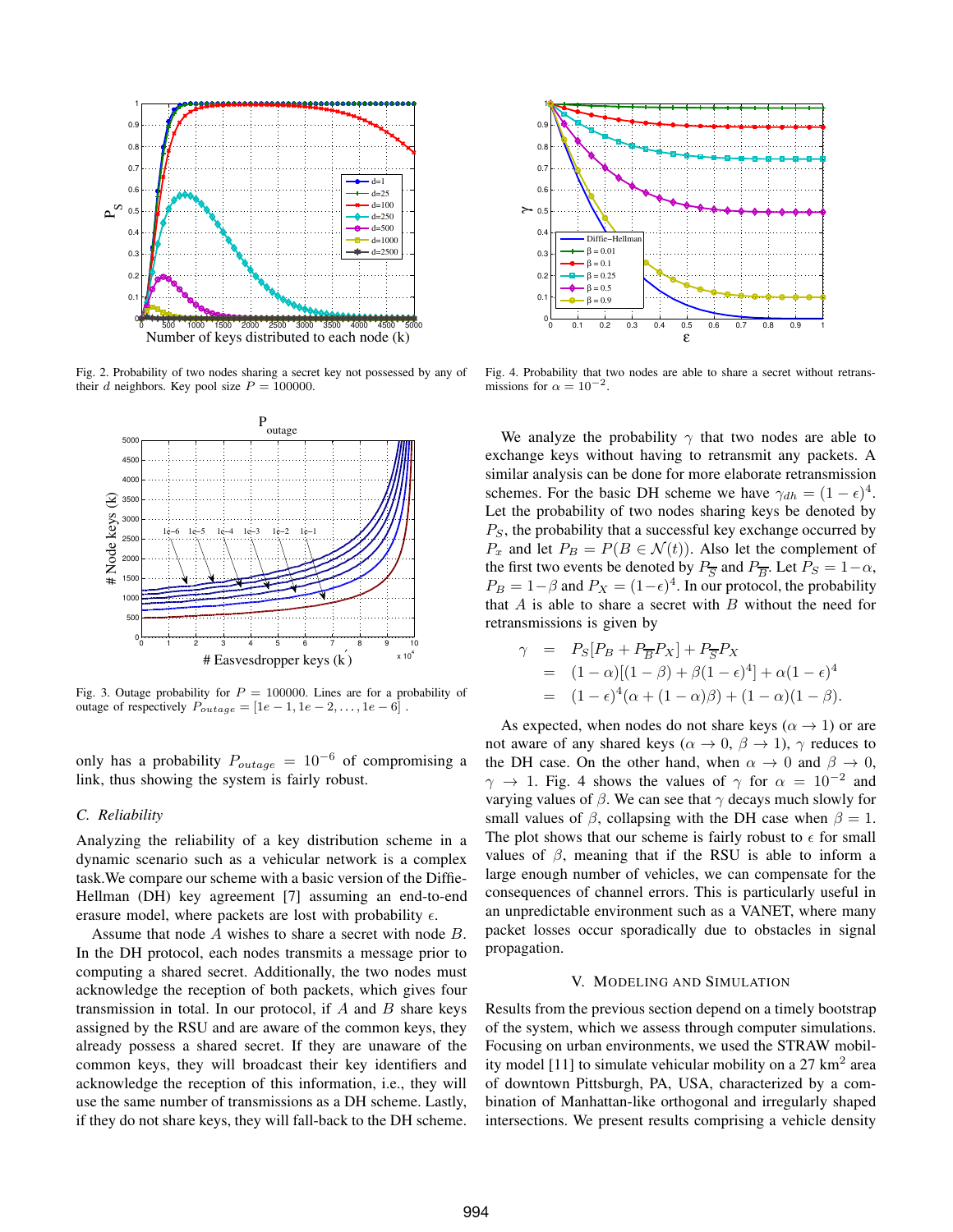Fig. 2. Probability of two nodes sharing a secret key not possessed by any of their $d$ neighbors. Key pool size $P = 100000$.

Fig. 3. Outage probability for $P = 100000$. Lines are for a probability of outage of respectively $P_{outage} = [1e-1, 1e-2, \ldots, 1e-6]$ .

only has a probability $P_{outage} = 10^{-6}$ of compromising a link, thus showing the system is fairly robust.

### C. Reliability

Analyzing the reliability of a key distribution scheme in a dynamic scenario such as a vehicular network is a complex task.We compare our scheme with a basic version of the Diffie-Hellman (DH) key agreement [7] assuming an end-to-end erasure model, where packets are lost with probability $\epsilon$.

Assume that node $A$ wishes to share a secret with node $B$. In the DH protocol, each nodes transmits a message prior to computing a shared secret. Additionally, the two nodes must acknowledge the reception of both packets, which gives four transmission in total. In our protocol, if $A$ and $B$ share keys assigned by the RSU and are aware of the common keys, they already possess a shared secret. If they are unaware of the common keys, they will broadcast their key identifiers and acknowledge the reception of this information, i.e., they will use the same number of transmissions as a DH scheme. Lastly, if they do not share keys, they will fall-back to the DH scheme.

Fig. 4. Probability that two nodes are able to share a secret without retransmissions for $\alpha = 10^{-2}$.

We analyze the probability $\gamma$ that two nodes are able to exchange keys without having to retransmit any packets. A similar analysis can be done for more elaborate retransmission schemes. For the basic DH scheme we have $\gamma_{dh} = (1-\epsilon)^4$. Let the probability of two nodes sharing keys be denoted by $P_S$, the probability that a successful key exchange occurred by $P_x$ and let $P_B = P(B \in \mathcal{N}(t))$. Also let the complement of the first two events be denoted by $P_{\overline{S}}$ and $P_{\overline{B}}$. Let $P_S = 1-\alpha$, $P_B = 1-\beta$ and $P_X = (1-\epsilon)^4$. In our protocol, the probability that $A$ is able to share a secret with $B$ without the need for retransmissions is given by

$$
\begin{aligned}
\gamma &= P_S[P_B + P_{\overline{B}} P_X] + P_{\overline{S}} P_X \\
&= (1-\alpha)[(1-\beta) + \beta(1-\epsilon)^4] + \alpha(1-\epsilon)^4 \\
&= (1-\epsilon)^4(\alpha + (1-\alpha)\beta) + (1-\alpha)(1-\beta).
\end{aligned}
$$

As expected, when nodes do not share keys ($\alpha \to 1$) or are not aware of any shared keys ($\alpha \to 0$, $\beta \to 1$), $\gamma$ reduces to the DH case. On the other hand, when $\alpha \to 0$ and $\beta \to 0$, $\gamma \to 1$. Fig. 4 shows the values of $\gamma$ for $\alpha = 10^{-2}$ and varying values of $\beta$. We can see that $\gamma$ decays much slowly for small values of $\beta$, collapsing with the DH case when $\beta = 1$. The plot shows that our scheme is fairly robust to $\epsilon$ for small values of $\beta$, meaning that if the RSU is able to inform a large enough number of vehicles, we can compensate for the consequences of channel errors. This is particularly useful in an unpredictable environment such as a VANET, where many packet losses occur sporadically due to obstacles in signal propagation.

## V. Modeling and Simulation

Results from the previous section depend on a timely bootstrap of the system, which we assess through computer simulations. Focusing on urban environments, we used the STRAW mobility model [11] to simulate vehicular mobility on a 27 km$^2$ area of downtown Pittsburgh, PA, USA, characterized by a combination of Manhattan-like orthogonal and irregularly shaped intersections. We present results comprising a vehicle density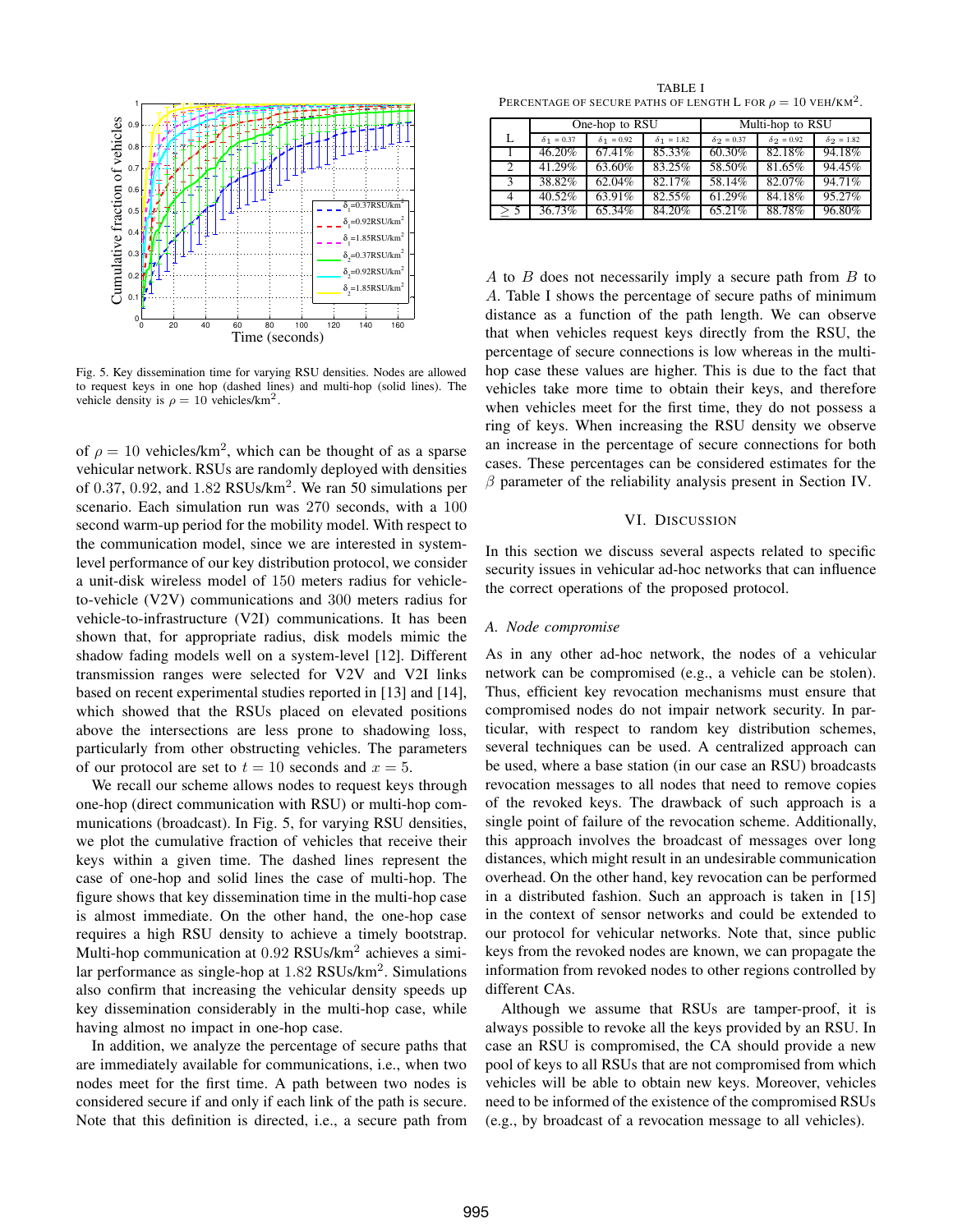Fig. 5. Key dissemination time for varying RSU densities. Nodes are allowed to request keys in one hop (dashed lines) and multi-hop (solid lines). The vehicle density is $\rho = 10$ vehicles/km$^2$.

of $\rho = 10$ vehicles/km$^2$, which can be thought of as a sparse vehicular network. RSUs are randomly deployed with densities of 0.37, 0.92, and 1.82 RSUs/km$^2$. We ran 50 simulations per scenario. Each simulation run was 270 seconds, with a 100 second warm-up period for the mobility model. With respect to the communication model, since we are interested in system-level performance of our key distribution protocol, we consider a unit-disk wireless model of 150 meters radius for vehicle-to-vehicle (V2V) communications and 300 meters radius for vehicle-to-infrastructure (V2I) communications. It has been shown that, for appropriate radius, disk models mimic the shadow fading models well on a system-level [12]. Different transmission ranges were selected for V2V and V2I links based on recent experimental studies reported in [13] and [14], which showed that the RSUs placed on elevated positions above the intersections are less prone to shadowing loss, particularly from other obstructing vehicles. The parameters of our protocol are set to $t = 10$ seconds and $x = 5$.

We recall our scheme allows nodes to request keys through one-hop (direct communication with RSU) or multi-hop communications (broadcast). In Fig. 5, for varying RSU densities, we plot the cumulative fraction of vehicles that receive their keys within a given time. The dashed lines represent the case of one-hop and solid lines the case of multi-hop. The figure shows that key dissemination time in the multi-hop case is almost immediate. On the other hand, the one-hop case requires a high RSU density to achieve a timely bootstrap. Multi-hop communication at 0.92 RSUs/km$^2$ achieves a similar performance as single-hop at 1.82 RSUs/km$^2$. Simulations also confirm that increasing the vehicular density speeds up key dissemination considerably in the multi-hop case, while having almost no impact in one-hop case.

In addition, we analyze the percentage of secure paths that are immediately available for communications, i.e., when two nodes meet for the first time. A path between two nodes is considered secure if and only if each link of the path is secure. Note that this definition is directed, i.e., a secure path from $A$ to $B$ does not necessarily imply a secure path from $B$ to $A$. Table I shows the percentage of secure paths of minimum distance as a function of the path length. We can observe that when vehicles request keys directly from the RSU, the percentage of secure connections is low whereas in the multi-hop case these values are higher. This is due to the fact that vehicles take more time to obtain their keys, and therefore when vehicles meet for the first time, they do not possess a ring of keys. When increasing the RSU density we observe an increase in the percentage of secure connections for both cases. These percentages can be considered estimates for the $\beta$ parameter of the reliability analysis present in Section IV.

TABLE I
PERCENTAGE OF SECURE PATHS OF LENGTH L FOR $\rho = 10$ VEH/KM$^2$.

| L | One-hop to RSU | | | Multi-hop to RSU | | |
|---|---|---|---|---|---|---|
| | $\delta_1 = 0.37$ | $\delta_1 = 0.92$ | $\delta_1 = 1.82$ | $\delta_2 = 0.37$ | $\delta_2 = 0.92$ | $\delta_2 = 1.82$ |
| 1 | 46.20% | 67.41% | 85.33% | 60.30% | 82.18% | 94.18% |
| 2 | 41.29% | 63.60% | 83.25% | 58.50% | 81.65% | 94.45% |
| 3 | 38.82% | 62.04% | 82.17% | 58.14% | 82.07% | 94.71% |
| 4 | 40.52% | 63.91% | 82.55% | 61.29% | 84.18% | 95.27% |
| $\geq 5$ | 36.73% | 65.34% | 84.20% | 65.21% | 88.78% | 96.80% |

## VI. Discussion

In this section we discuss several aspects related to specific security issues in vehicular ad-hoc networks that can influence the correct operations of the proposed protocol.

### *A. Node compromise*

As in any other ad-hoc network, the nodes of a vehicular network can be compromised (e.g., a vehicle can be stolen). Thus, efficient key revocation mechanisms must ensure that compromised nodes do not impair network security. In particular, with respect to random key distribution schemes, several techniques can be used. A centralized approach can be used, where a base station (in our case an RSU) broadcasts revocation messages to all nodes that need to remove copies of the revoked keys. The drawback of such approach is a single point of failure of the revocation scheme. Additionally, this approach involves the broadcast of messages over long distances, which might result in an undesirable communication overhead. On the other hand, key revocation can be performed in a distributed fashion. Such an approach is taken in [15] in the context of sensor networks and could be extended to our protocol for vehicular networks. Note that, since public keys from the revoked nodes are known, we can propagate the information from revoked nodes to other regions controlled by different CAs.

Although we assume that RSUs are tamper-proof, it is always possible to revoke all the keys provided by an RSU. In case an RSU is compromised, the CA should provide a new pool of keys to all RSUs that are not compromised from which vehicles will be able to obtain new keys. Moreover, vehicles need to be informed of the existence of the compromised RSUs (e.g., by broadcast of a revocation message to all vehicles).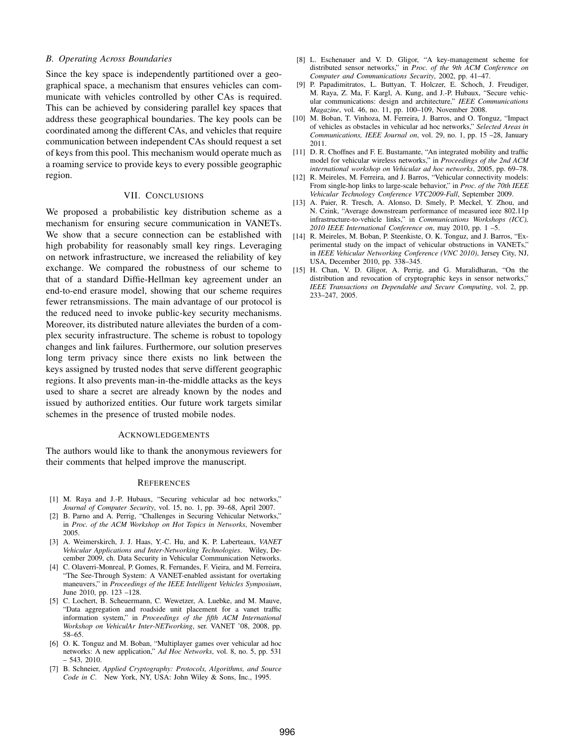### B. Operating Across Boundaries

Since the key space is independently partitioned over a geographical space, a mechanism that ensures vehicles can communicate with vehicles controlled by other CAs is required. This can be achieved by considering parallel key spaces that address these geographical boundaries. The key pools can be coordinated among the different CAs, and vehicles that require communication between independent CAs should request a set of keys from this pool. This mechanism would operate much as a roaming service to provide keys to every possible geographic region.

## VII. Conclusions

We proposed a probabilistic key distribution scheme as a mechanism for ensuring secure communication in VANETs. We show that a secure connection can be established with high probability for reasonably small key rings. Leveraging on network infrastructure, we increased the reliability of key exchange. We compared the robustness of our scheme to that of a standard Diffie-Hellman key agreement under an end-to-end erasure model, showing that our scheme requires fewer retransmissions. The main advantage of our protocol is the reduced need to invoke public-key security mechanisms. Moreover, its distributed nature alleviates the burden of a complex security infrastructure. The scheme is robust to topology changes and link failures. Furthermore, our solution preserves long term privacy since there exists no link between the keys assigned by trusted nodes that serve different geographic regions. It also prevents man-in-the-middle attacks as the keys used to share a secret are already known by the nodes and issued by authorized entities. Our future work targets similar schemes in the presence of trusted mobile nodes.

## Acknowledgements

The authors would like to thank the anonymous reviewers for their comments that helped improve the manuscript.

## References

[1] M. Raya and J.-P. Hubaux, "Securing vehicular ad hoc networks," *Journal of Computer Security*, vol. 15, no. 1, pp. 39–68, April 2007.

[2] B. Parno and A. Perrig, "Challenges in Securing Vehicular Networks," in *Proc. of the ACM Workshop on Hot Topics in Networks*, November 2005.

[3] A. Weimerskirch, J. J. Haas, Y.-C. Hu, and K. P. Laberteaux, *VANET Vehicular Applications and Inter-Networking Technologies*. Wiley, December 2009, ch. Data Security in Vehicular Communication Networks.

[4] C. Olaverri-Monreal, P. Gomes, R. Fernandes, F. Vieira, and M. Ferreira, "The See-Through System: A VANET-enabled assistant for overtaking maneuvers," in *Proceedings of the IEEE Intelligent Vehicles Symposium*, June 2010, pp. 123 –128.

[5] C. Lochert, B. Scheuermann, C. Wewetzer, A. Luebke, and M. Mauve, "Data aggregation and roadside unit placement for a vanet traffic information system," in *Proceedings of the fifth ACM International Workshop on VehiculAr Inter-NETworking*, ser. VANET '08, 2008, pp. 58–65.

[6] O. K. Tonguz and M. Boban, "Multiplayer games over vehicular ad hoc networks: A new application," *Ad Hoc Networks*, vol. 8, no. 5, pp. 531 – 543, 2010.

[7] B. Schneier, *Applied Cryptography: Protocols, Algorithms, and Source Code in C*. New York, NY, USA: John Wiley & Sons, Inc., 1995.

[8] L. Eschenauer and V. D. Gligor, "A key-management scheme for distributed sensor networks," in *Proc. of the 9th ACM Conference on Computer and Communications Security*, 2002, pp. 41–47.

[9] P. Papadimitratos, L. Buttyan, T. Holczer, E. Schoch, J. Freudiger, M. Raya, Z. Ma, F. Kargl, A. Kung, and J.-P. Hubaux, "Secure vehicular communications: design and architecture," *IEEE Communications Magazine*, vol. 46, no. 11, pp. 100–109, November 2008.

[10] M. Boban, T. Vinhoza, M. Ferreira, J. Barros, and O. Tonguz, "Impact of vehicles as obstacles in vehicular ad hoc networks," *Selected Areas in Communications, IEEE Journal on*, vol. 29, no. 1, pp. 15 –28, January 2011.

[11] D. R. Choffnes and F. E. Bustamante, "An integrated mobility and traffic model for vehicular wireless networks," in *Proceedings of the 2nd ACM international workshop on Vehicular ad hoc networks*, 2005, pp. 69–78.

[12] R. Meireles, M. Ferreira, and J. Barros, "Vehicular connectivity models: From single-hop links to large-scale behavior," in *Proc. of the 70th IEEE Vehicular Technology Conference VTC2009-Fall*, September 2009.

[13] A. Paier, R. Tresch, A. Alonso, D. Smely, P. Meckel, Y. Zhou, and N. Czink, "Average downstream performance of measured ieee 802.11p infrastructure-to-vehicle links," in *Communications Workshops (ICC), 2010 IEEE International Conference on*, may 2010, pp. 1 –5.

[14] R. Meireles, M. Boban, P. Steenkiste, O. K. Tonguz, and J. Barros, "Experimental study on the impact of vehicular obstructions in VANETs," in *IEEE Vehicular Networking Conference (VNC 2010)*, Jersey City, NJ, USA, December 2010, pp. 338–345.

[15] H. Chan, V. D. Gligor, A. Perrig, and G. Muralidharan, "On the distribution and revocation of cryptographic keys in sensor networks," *IEEE Transactions on Dependable and Secure Computing*, vol. 2, pp. 233–247, 2005.